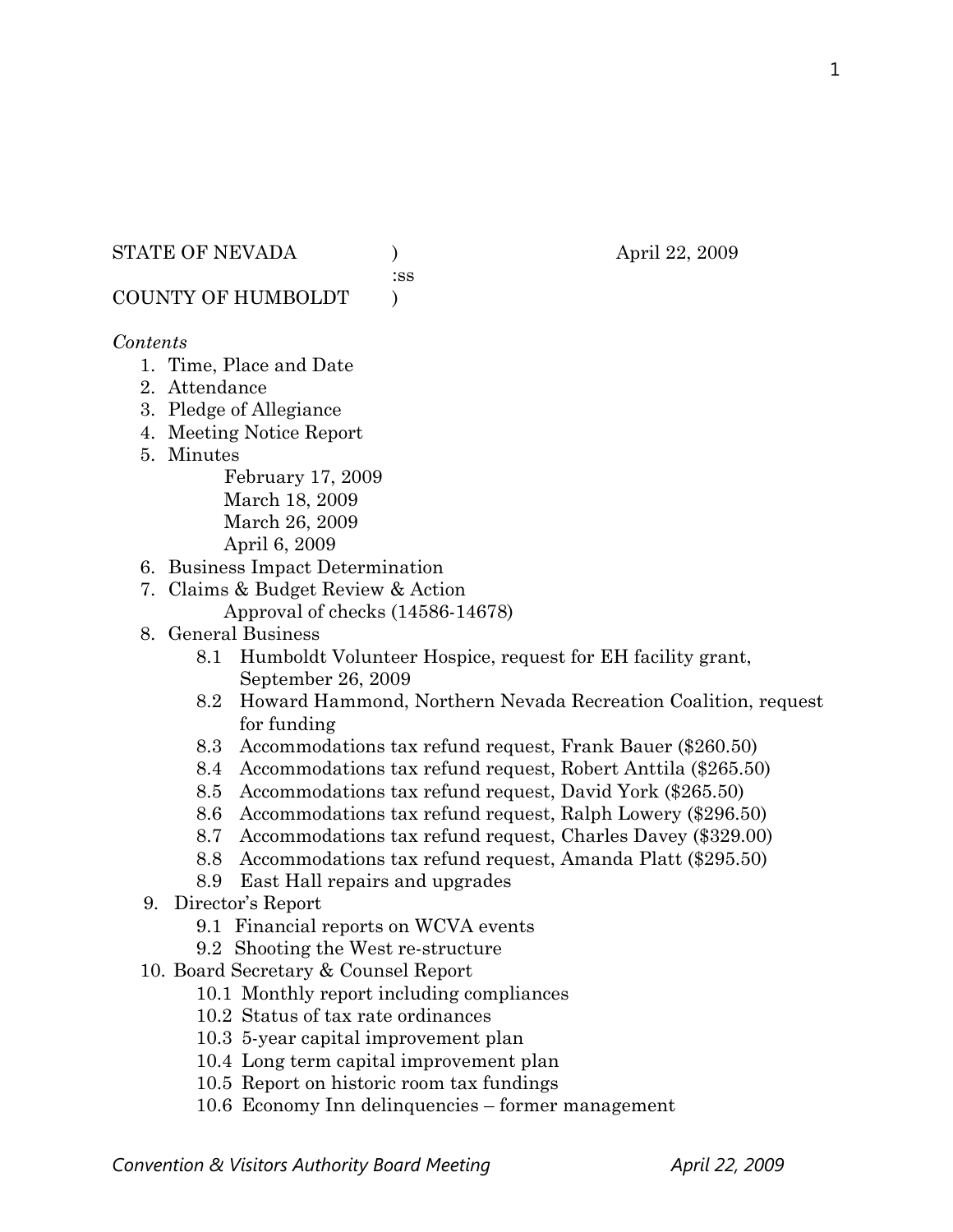STATE OF NEVADA ) April 22, 2009
:ss
COUNTY OF HUMBOLDT )

*Contents*

1. Time, Place and Date
2. Attendance
3. Pledge of Allegiance
4. Meeting Notice Report
5. Minutes
   - February 17, 2009
   - March 18, 2009
   - March 26, 2009
   - April 6, 2009
6. Business Impact Determination
7. Claims & Budget Review & Action
   - Approval of checks (14586-14678)
8. General Business
   - 8.1 Humboldt Volunteer Hospice, request for EH facility grant, September 26, 2009
   - 8.2 Howard Hammond, Northern Nevada Recreation Coalition, request for funding
   - 8.3 Accommodations tax refund request, Frank Bauer ($260.50)
   - 8.4 Accommodations tax refund request, Robert Anttila ($265.50)
   - 8.5 Accommodations tax refund request, David York ($265.50)
   - 8.6 Accommodations tax refund request, Ralph Lowery ($296.50)
   - 8.7 Accommodations tax refund request, Charles Davey ($329.00)
   - 8.8 Accommodations tax refund request, Amanda Platt ($295.50)
   - 8.9 East Hall repairs and upgrades
9. Director's Report
   - 9.1 Financial reports on WCVA events
   - 9.2 Shooting the West re-structure
10. Board Secretary & Counsel Report
    - 10.1 Monthly report including compliances
    - 10.2 Status of tax rate ordinances
    - 10.3 5-year capital improvement plan
    - 10.4 Long term capital improvement plan
    - 10.5 Report on historic room tax fundings
    - 10.6 Economy Inn delinquencies – former management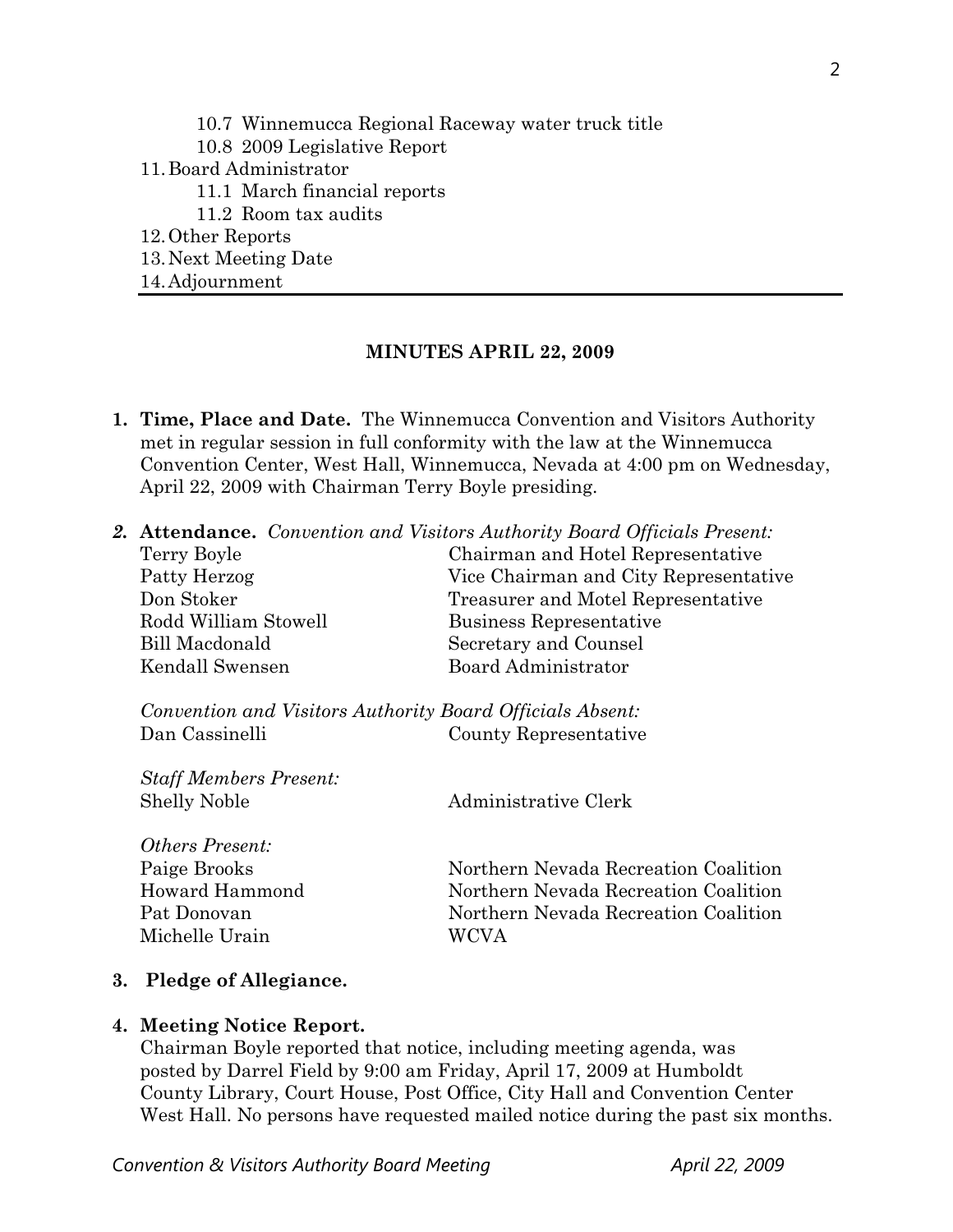10.7 Winnemucca Regional Raceway water truck title
10.8 2009 Legislative Report
11. Board Administrator
    11.1 March financial reports
    11.2 Room tax audits
12. Other Reports
13. Next Meeting Date
14. Adjournment

---

## MINUTES APRIL 22, 2009

1. **Time, Place and Date.** The Winnemucca Convention and Visitors Authority met in regular session in full conformity with the law at the Winnemucca Convention Center, West Hall, Winnemucca, Nevada at 4:00 pm on Wednesday, April 22, 2009 with Chairman Terry Boyle presiding.

2. **Attendance.** *Convention and Visitors Authority Board Officials Present:*

| | |
|---|---|
| Terry Boyle | Chairman and Hotel Representative |
| Patty Herzog | Vice Chairman and City Representative |
| Don Stoker | Treasurer and Motel Representative |
| Rodd William Stowell | Business Representative |
| Bill Macdonald | Secretary and Counsel |
| Kendall Swensen | Board Administrator |

*Convention and Visitors Authority Board Officials Absent:*

| | |
|---|---|
| Dan Cassinelli | County Representative |

*Staff Members Present:*

| | |
|---|---|
| Shelly Noble | Administrative Clerk |

*Others Present:*

| | |
|---|---|
| Paige Brooks | Northern Nevada Recreation Coalition |
| Howard Hammond | Northern Nevada Recreation Coalition |
| Pat Donovan | Northern Nevada Recreation Coalition |
| Michelle Urain | WCVA |

3. **Pledge of Allegiance.**

4. **Meeting Notice Report.**
   Chairman Boyle reported that notice, including meeting agenda, was posted by Darrel Field by 9:00 am Friday, April 17, 2009 at Humboldt County Library, Court House, Post Office, City Hall and Convention Center West Hall. No persons have requested mailed notice during the past six months.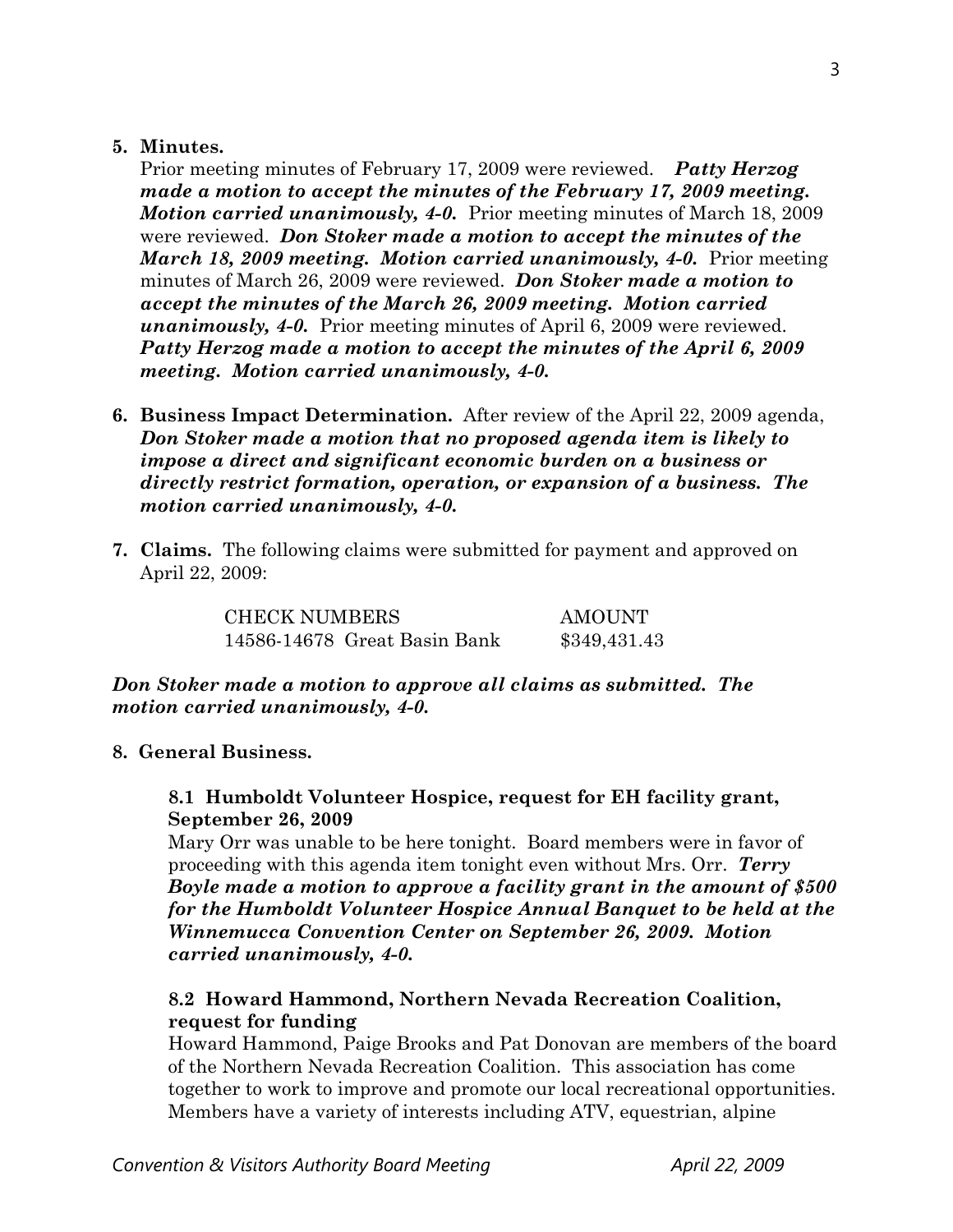**5. Minutes.**

Prior meeting minutes of February 17, 2009 were reviewed. ***Patty Herzog made a motion to accept the minutes of the February 17, 2009 meeting. Motion carried unanimously, 4-0.*** Prior meeting minutes of March 18, 2009 were reviewed. ***Don Stoker made a motion to accept the minutes of the March 18, 2009 meeting. Motion carried unanimously, 4-0.*** Prior meeting minutes of March 26, 2009 were reviewed. ***Don Stoker made a motion to accept the minutes of the March 26, 2009 meeting. Motion carried unanimously, 4-0.*** Prior meeting minutes of April 6, 2009 were reviewed. ***Patty Herzog made a motion to accept the minutes of the April 6, 2009 meeting. Motion carried unanimously, 4-0.***

**6. Business Impact Determination.** After review of the April 22, 2009 agenda, ***Don Stoker made a motion that no proposed agenda item is likely to impose a direct and significant economic burden on a business or directly restrict formation, operation, or expansion of a business. The motion carried unanimously, 4-0.***

**7. Claims.** The following claims were submitted for payment and approved on April 22, 2009:

| CHECK NUMBERS | AMOUNT |
|---|---|
| 14586-14678 Great Basin Bank | $349,431.43 |

***Don Stoker made a motion to approve all claims as submitted. The motion carried unanimously, 4-0.***

**8. General Business.**

**8.1 Humboldt Volunteer Hospice, request for EH facility grant, September 26, 2009**

Mary Orr was unable to be here tonight. Board members were in favor of proceeding with this agenda item tonight even without Mrs. Orr. ***Terry Boyle made a motion to approve a facility grant in the amount of $500 for the Humboldt Volunteer Hospice Annual Banquet to be held at the Winnemucca Convention Center on September 26, 2009. Motion carried unanimously, 4-0.***

**8.2 Howard Hammond, Northern Nevada Recreation Coalition, request for funding**

Howard Hammond, Paige Brooks and Pat Donovan are members of the board of the Northern Nevada Recreation Coalition. This association has come together to work to improve and promote our local recreational opportunities. Members have a variety of interests including ATV, equestrian, alpine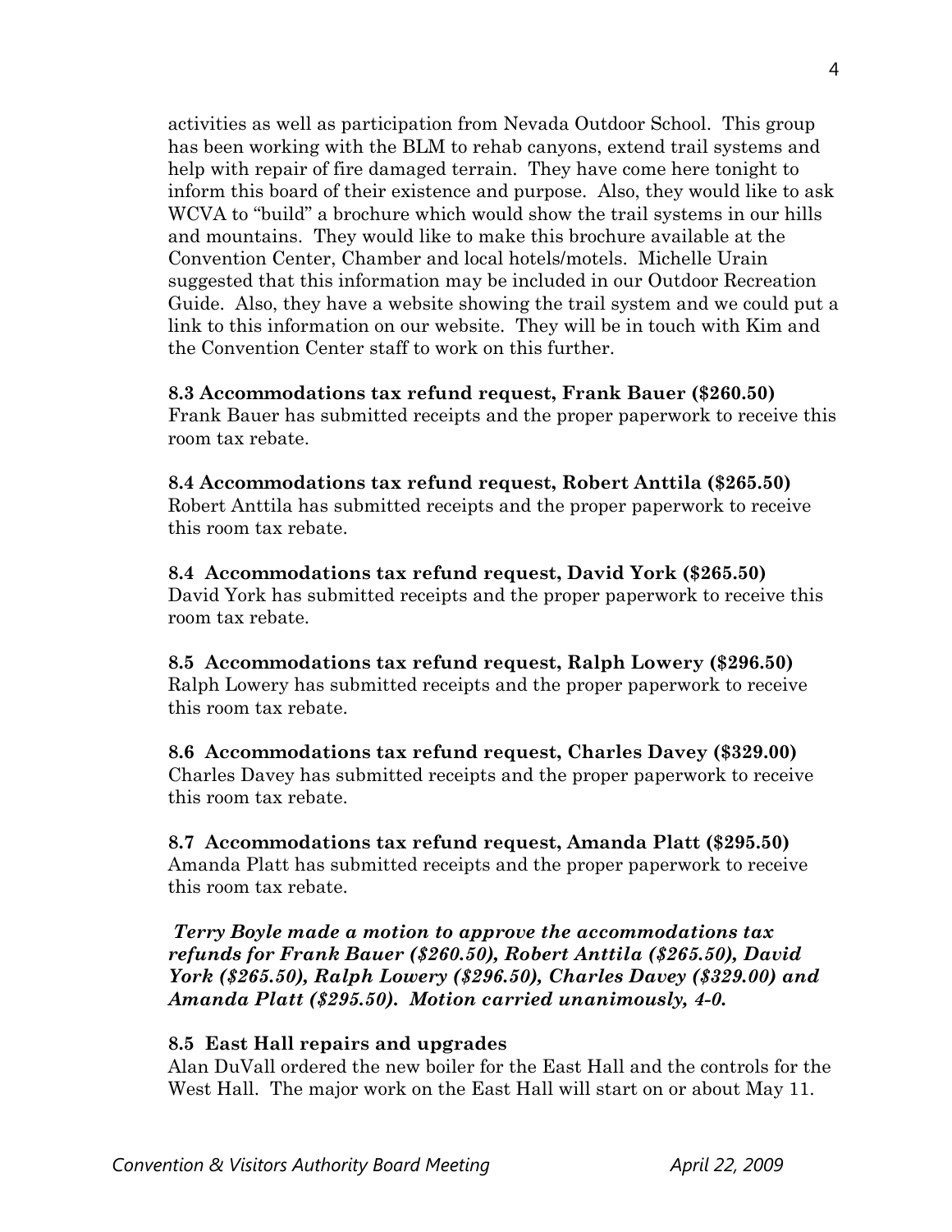activities as well as participation from Nevada Outdoor School. This group has been working with the BLM to rehab canyons, extend trail systems and help with repair of fire damaged terrain. They have come here tonight to inform this board of their existence and purpose. Also, they would like to ask WCVA to "build" a brochure which would show the trail systems in our hills and mountains. They would like to make this brochure available at the Convention Center, Chamber and local hotels/motels. Michelle Urain suggested that this information may be included in our Outdoor Recreation Guide. Also, they have a website showing the trail system and we could put a link to this information on our website. They will be in touch with Kim and the Convention Center staff to work on this further.

**8.3 Accommodations tax refund request, Frank Bauer ($260.50)**
Frank Bauer has submitted receipts and the proper paperwork to receive this room tax rebate.

**8.4 Accommodations tax refund request, Robert Anttila ($265.50)**
Robert Anttila has submitted receipts and the proper paperwork to receive this room tax rebate.

**8.4 Accommodations tax refund request, David York ($265.50)**
David York has submitted receipts and the proper paperwork to receive this room tax rebate.

**8.5 Accommodations tax refund request, Ralph Lowery ($296.50)**
Ralph Lowery has submitted receipts and the proper paperwork to receive this room tax rebate.

**8.6 Accommodations tax refund request, Charles Davey ($329.00)**
Charles Davey has submitted receipts and the proper paperwork to receive this room tax rebate.

**8.7 Accommodations tax refund request, Amanda Platt ($295.50)**
Amanda Platt has submitted receipts and the proper paperwork to receive this room tax rebate.

***Terry Boyle made a motion to approve the accommodations tax refunds for Frank Bauer ($260.50), Robert Anttila ($265.50), David York ($265.50), Ralph Lowery ($296.50), Charles Davey ($329.00) and Amanda Platt ($295.50). Motion carried unanimously, 4-0.***

**8.5 East Hall repairs and upgrades**
Alan DuVall ordered the new boiler for the East Hall and the controls for the West Hall. The major work on the East Hall will start on or about May 11.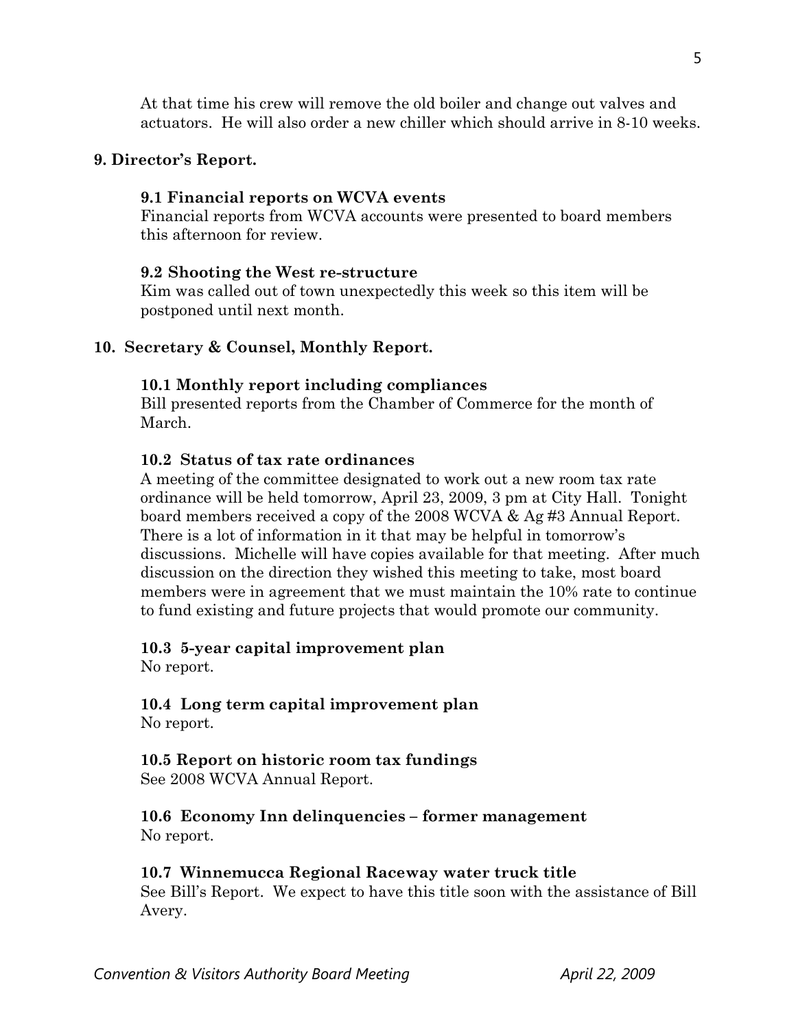At that time his crew will remove the old boiler and change out valves and actuators. He will also order a new chiller which should arrive in 8-10 weeks.

**9. Director's Report.**

**9.1 Financial reports on WCVA events**

Financial reports from WCVA accounts were presented to board members this afternoon for review.

**9.2 Shooting the West re-structure**

Kim was called out of town unexpectedly this week so this item will be postponed until next month.

**10. Secretary & Counsel, Monthly Report.**

**10.1 Monthly report including compliances**

Bill presented reports from the Chamber of Commerce for the month of March.

**10.2 Status of tax rate ordinances**

A meeting of the committee designated to work out a new room tax rate ordinance will be held tomorrow, April 23, 2009, 3 pm at City Hall. Tonight board members received a copy of the 2008 WCVA & Ag #3 Annual Report. There is a lot of information in it that may be helpful in tomorrow's discussions. Michelle will have copies available for that meeting. After much discussion on the direction they wished this meeting to take, most board members were in agreement that we must maintain the 10% rate to continue to fund existing and future projects that would promote our community.

**10.3 5-year capital improvement plan**

No report.

**10.4 Long term capital improvement plan**

No report.

**10.5 Report on historic room tax fundings**

See 2008 WCVA Annual Report.

**10.6 Economy Inn delinquencies – former management**

No report.

**10.7 Winnemucca Regional Raceway water truck title**

See Bill's Report. We expect to have this title soon with the assistance of Bill Avery.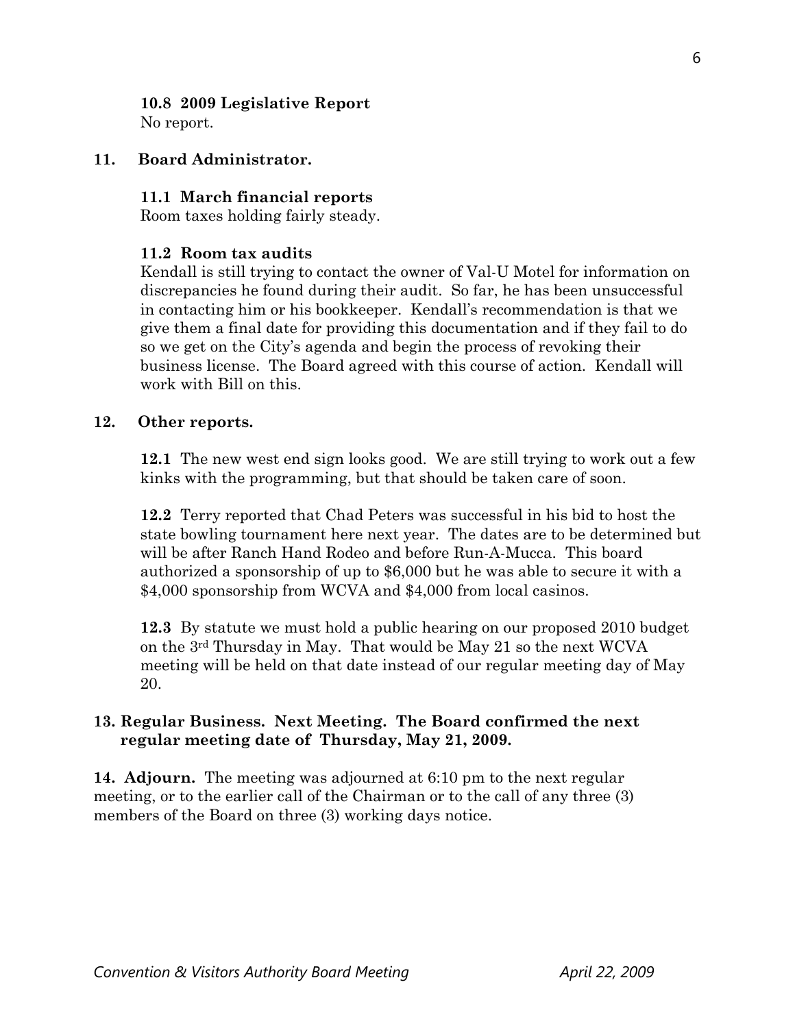**10.8 2009 Legislative Report**
No report.

**11. Board Administrator.**

**11.1 March financial reports**
Room taxes holding fairly steady.

**11.2 Room tax audits**
Kendall is still trying to contact the owner of Val-U Motel for information on discrepancies he found during their audit. So far, he has been unsuccessful in contacting him or his bookkeeper. Kendall's recommendation is that we give them a final date for providing this documentation and if they fail to do so we get on the City's agenda and begin the process of revoking their business license. The Board agreed with this course of action. Kendall will work with Bill on this.

**12. Other reports.**

**12.1** The new west end sign looks good. We are still trying to work out a few kinks with the programming, but that should be taken care of soon.

**12.2** Terry reported that Chad Peters was successful in his bid to host the state bowling tournament here next year. The dates are to be determined but will be after Ranch Hand Rodeo and before Run-A-Mucca. This board authorized a sponsorship of up to $6,000 but he was able to secure it with a $4,000 sponsorship from WCVA and $4,000 from local casinos.

**12.3** By statute we must hold a public hearing on our proposed 2010 budget on the 3rd Thursday in May. That would be May 21 so the next WCVA meeting will be held on that date instead of our regular meeting day of May 20.

**13. Regular Business. Next Meeting. The Board confirmed the next regular meeting date of Thursday, May 21, 2009.**

**14. Adjourn.** The meeting was adjourned at 6:10 pm to the next regular meeting, or to the earlier call of the Chairman or to the call of any three (3) members of the Board on three (3) working days notice.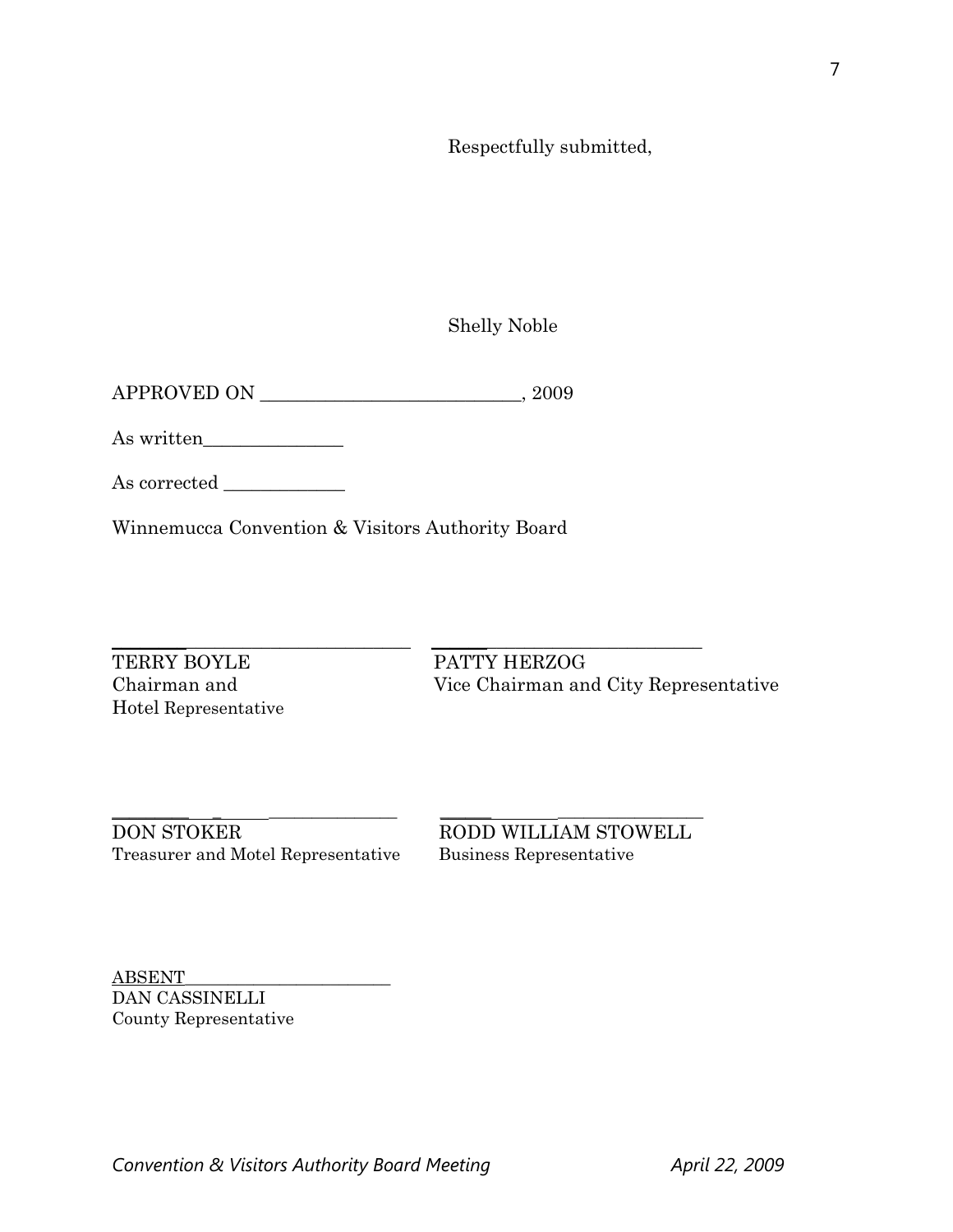Respectfully submitted,

Shelly Noble

APPROVED ON ____________________________, 2009

As written_______________

As corrected _____________

Winnemucca Convention & Visitors Authority Board

________________________________
TERRY BOYLE
Chairman and
Hotel Representative

________________________________
PATTY HERZOG
Vice Chairman and City Representative

________________________________
DON STOKER
Treasurer and Motel Representative

________________________________
RODD WILLIAM STOWELL
Business Representative

ABSENT________________________
DAN CASSINELLI
County Representative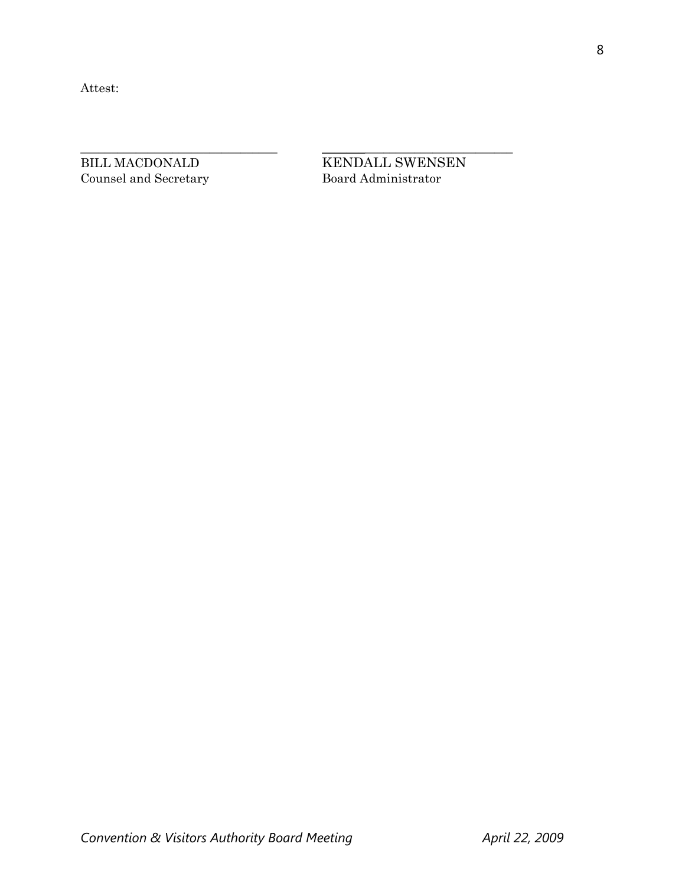Attest:

\_\_\_\_\_\_\_\_\_\_\_\_\_\_\_\_\_\_\_\_\_\_\_\_\_\_\_\_\_\_\_\_

BILL MACDONALD
Counsel and Secretary

\_\_\_\_\_\_\_\_\_\_\_\_\_\_\_\_\_\_\_\_\_\_\_\_\_\_\_\_\_\_\_\_

KENDALL SWENSEN
Board Administrator